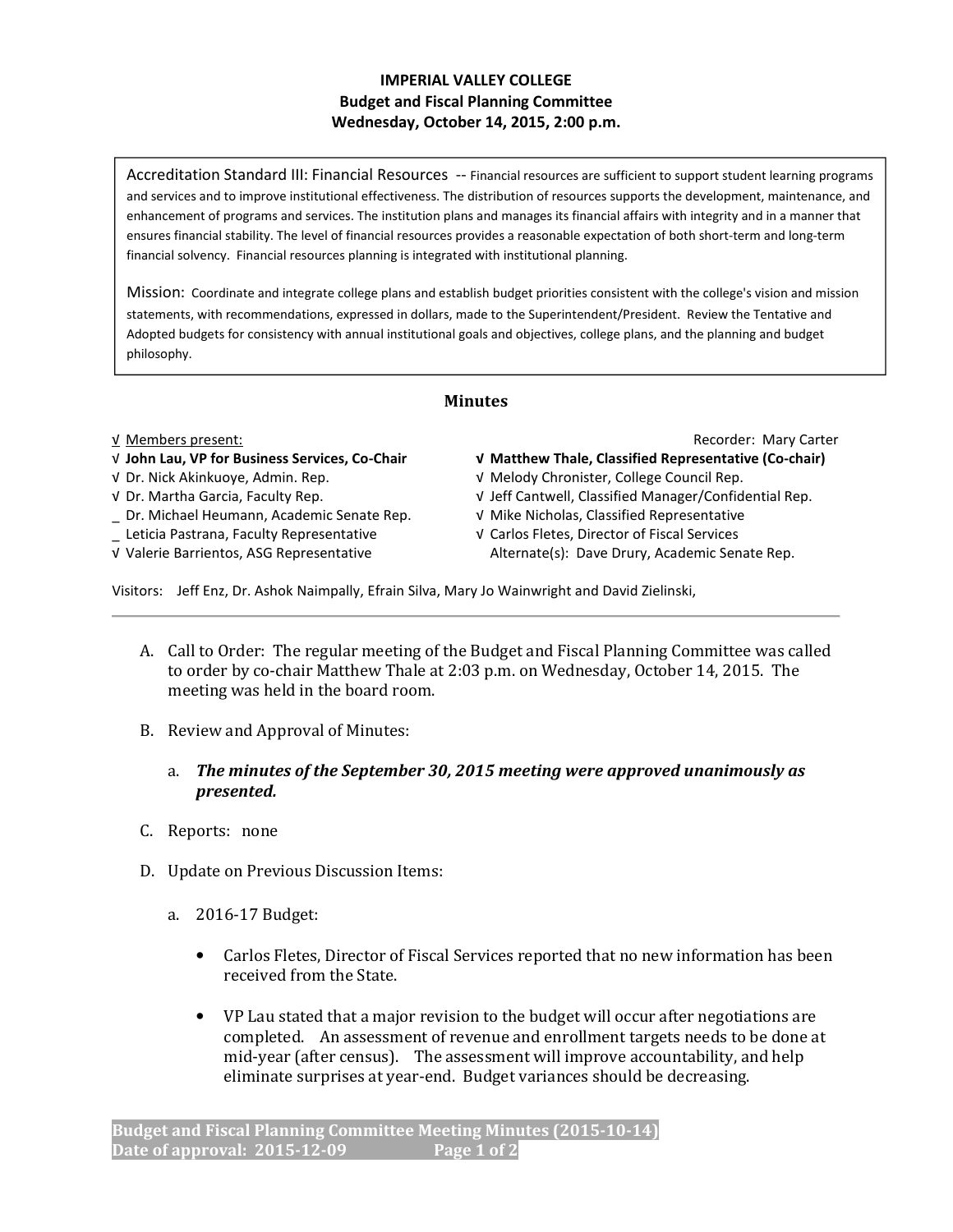**IMPERIAL VALLEY COLLEGE**
**Budget and Fiscal Planning Committee**
**Wednesday, October 14, 2015, 2:00 p.m.**

Accreditation Standard III: Financial Resources -- Financial resources are sufficient to support student learning programs and services and to improve institutional effectiveness. The distribution of resources supports the development, maintenance, and enhancement of programs and services. The institution plans and manages its financial affairs with integrity and in a manner that ensures financial stability. The level of financial resources provides a reasonable expectation of both short-term and long-term financial solvency. Financial resources planning is integrated with institutional planning.

Mission: Coordinate and integrate college plans and establish budget priorities consistent with the college's vision and mission statements, with recommendations, expressed in dollars, made to the Superintendent/President. Review the Tentative and Adopted budgets for consistency with annual institutional goals and objectives, college plans, and the planning and budget philosophy.

## Minutes

√ Members present:

Recorder: Mary Carter

√ **John Lau, VP for Business Services, Co-Chair**
√ Dr. Nick Akinkuoye, Admin. Rep.
√ Dr. Martha Garcia, Faculty Rep.
_ Dr. Michael Heumann, Academic Senate Rep.
_ Leticia Pastrana, Faculty Representative
√ Valerie Barrientos, ASG Representative
√ **Matthew Thale, Classified Representative (Co-chair)**
√ Melody Chronister, College Council Rep.
√ Jeff Cantwell, Classified Manager/Confidential Rep.
√ Mike Nicholas, Classified Representative
√ Carlos Fletes, Director of Fiscal Services
Alternate(s): Dave Drury, Academic Senate Rep.

Visitors: Jeff Enz, Dr. Ashok Naimpally, Efrain Silva, Mary Jo Wainwright and David Zielinski,

---

A. Call to Order: The regular meeting of the Budget and Fiscal Planning Committee was called to order by co-chair Matthew Thale at 2:03 p.m. on Wednesday, October 14, 2015. The meeting was held in the board room.

B. Review and Approval of Minutes:

   a. ***The minutes of the September 30, 2015 meeting were approved unanimously as presented.***

C. Reports: none

D. Update on Previous Discussion Items:

   a. 2016-17 Budget:

      - Carlos Fletes, Director of Fiscal Services reported that no new information has been received from the State.

      - VP Lau stated that a major revision to the budget will occur after negotiations are completed. An assessment of revenue and enrollment targets needs to be done at mid-year (after census). The assessment will improve accountability, and help eliminate surprises at year-end. Budget variances should be decreasing.

**Budget and Fiscal Planning Committee Meeting Minutes (2015-10-14)**
**Date of approval: 2015-12-09**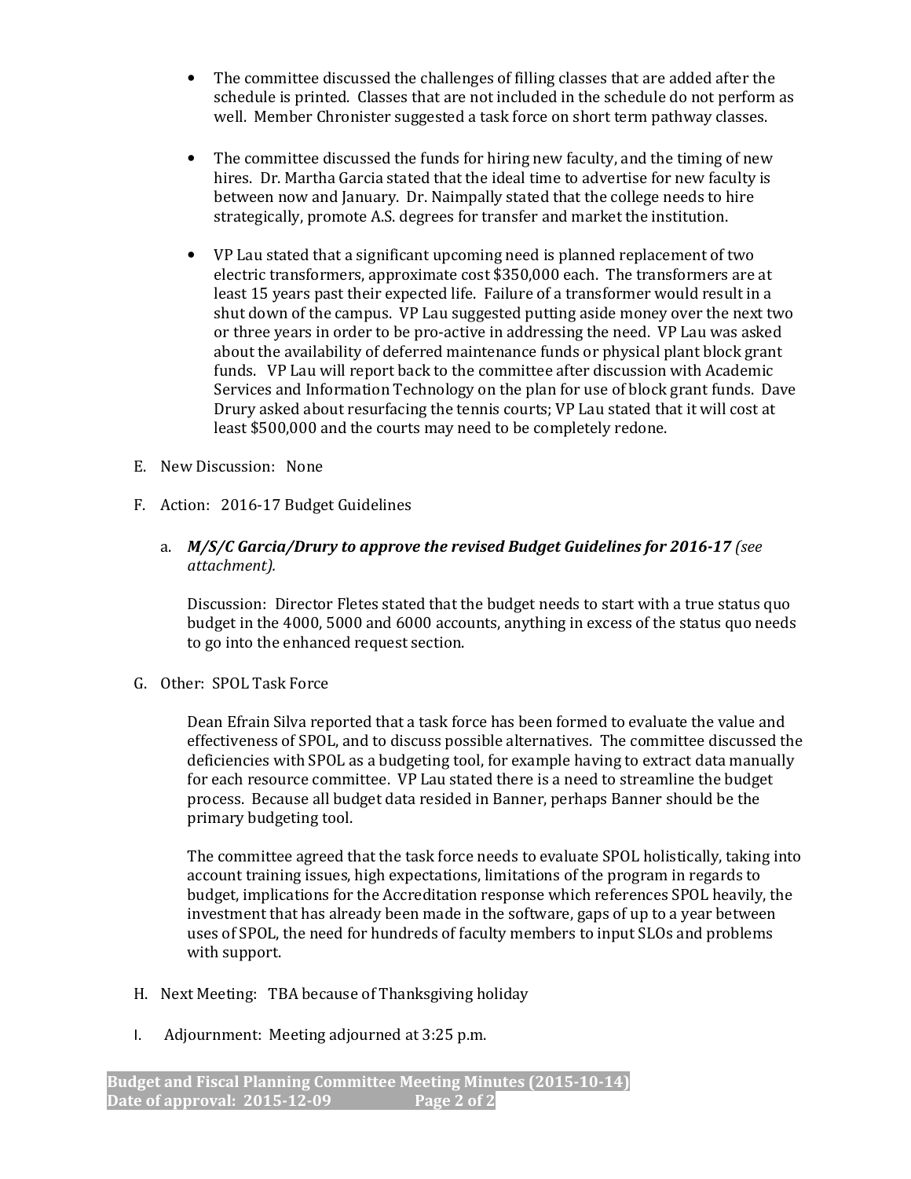- The committee discussed the challenges of filling classes that are added after the schedule is printed. Classes that are not included in the schedule do not perform as well. Member Chronister suggested a task force on short term pathway classes.

- The committee discussed the funds for hiring new faculty, and the timing of new hires. Dr. Martha Garcia stated that the ideal time to advertise for new faculty is between now and January. Dr. Naimpally stated that the college needs to hire strategically, promote A.S. degrees for transfer and market the institution.

- VP Lau stated that a significant upcoming need is planned replacement of two electric transformers, approximate cost $350,000 each. The transformers are at least 15 years past their expected life. Failure of a transformer would result in a shut down of the campus. VP Lau suggested putting aside money over the next two or three years in order to be pro-active in addressing the need. VP Lau was asked about the availability of deferred maintenance funds or physical plant block grant funds. VP Lau will report back to the committee after discussion with Academic Services and Information Technology on the plan for use of block grant funds. Dave Drury asked about resurfacing the tennis courts; VP Lau stated that it will cost at least $500,000 and the courts may need to be completely redone.

E. New Discussion: None

F. Action: 2016-17 Budget Guidelines

a. ***M/S/C Garcia/Drury to approve the revised Budget Guidelines for 2016-17*** *(see attachment).*

Discussion: Director Fletes stated that the budget needs to start with a true status quo budget in the 4000, 5000 and 6000 accounts, anything in excess of the status quo needs to go into the enhanced request section.

G. Other: SPOL Task Force

Dean Efrain Silva reported that a task force has been formed to evaluate the value and effectiveness of SPOL, and to discuss possible alternatives. The committee discussed the deficiencies with SPOL as a budgeting tool, for example having to extract data manually for each resource committee. VP Lau stated there is a need to streamline the budget process. Because all budget data resided in Banner, perhaps Banner should be the primary budgeting tool.

The committee agreed that the task force needs to evaluate SPOL holistically, taking into account training issues, high expectations, limitations of the program in regards to budget, implications for the Accreditation response which references SPOL heavily, the investment that has already been made in the software, gaps of up to a year between uses of SPOL, the need for hundreds of faculty members to input SLOs and problems with support.

H. Next Meeting: TBA because of Thanksgiving holiday

I. Adjournment: Meeting adjourned at 3:25 p.m.

**Budget and Fiscal Planning Committee Meeting Minutes (2015-10-14)**
**Date of approval: 2015-12-09**